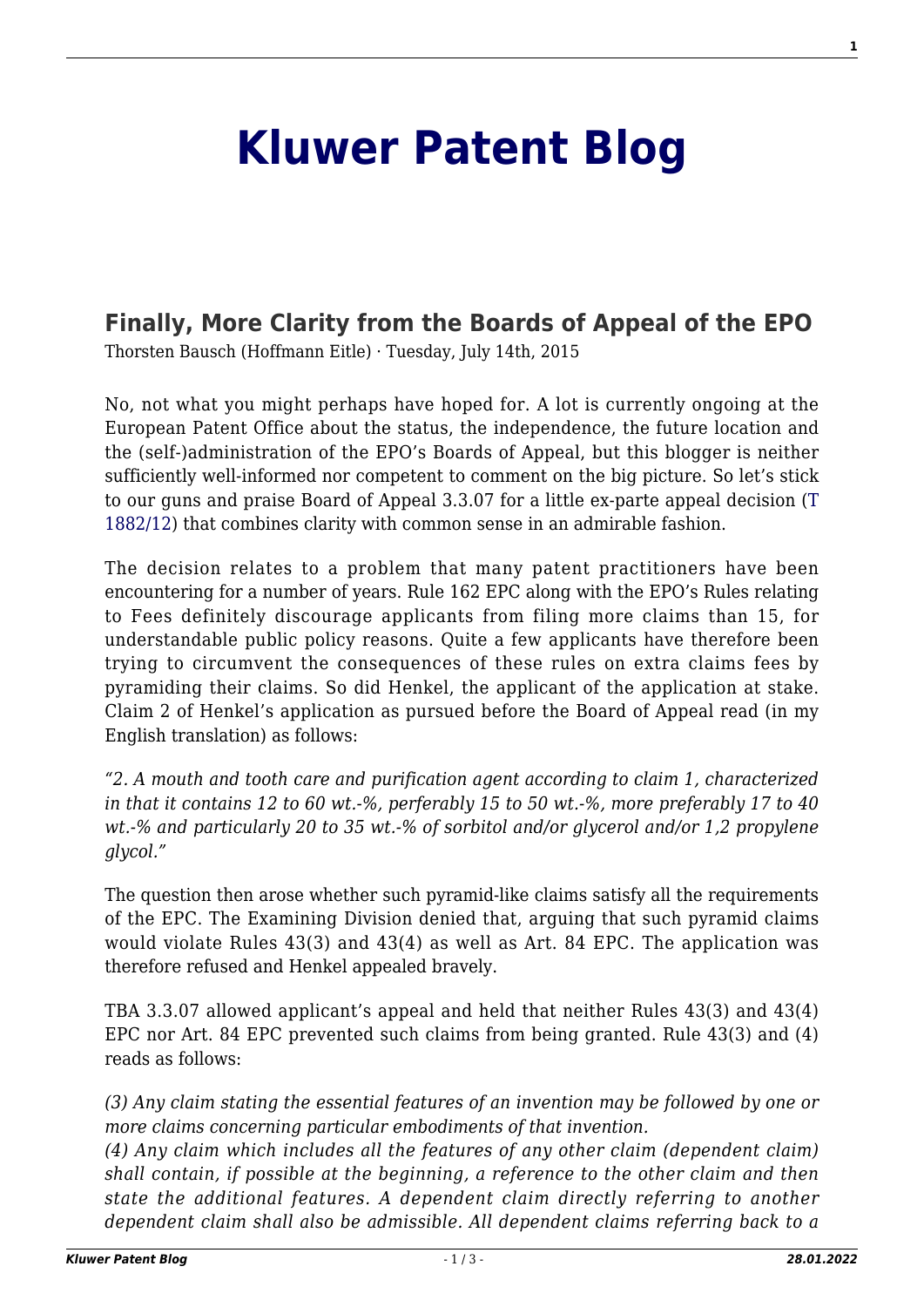# Kluwer Patent Blog

## Finally, More Clarity from the Boards of Appeal of the EPO

Thorsten Bausch (Hoffmann Eitle) · Tuesday, July 14th, 2015

No, not what you might perhaps have hoped for. A lot is currently ongoing at the European Patent Office about the status, the independence, the future location and the (self-)administration of the EPO's Boards of Appeal, but this blogger is neither sufficiently well-informed nor competent to comment on the big picture. So let's stick to our guns and praise Board of Appeal 3.3.07 for a little ex-parte appeal decision (T 1882/12) that combines clarity with common sense in an admirable fashion.

The decision relates to a problem that many patent practitioners have been encountering for a number of years. Rule 162 EPC along with the EPO's Rules relating to Fees definitely discourage applicants from filing more claims than 15, for understandable public policy reasons. Quite a few applicants have therefore been trying to circumvent the consequences of these rules on extra claims fees by pyramiding their claims. So did Henkel, the applicant of the application at stake. Claim 2 of Henkel's application as pursued before the Board of Appeal read (in my English translation) as follows:

*"2. A mouth and tooth care and purification agent according to claim 1, characterized in that it contains 12 to 60 wt.-%, perferably 15 to 50 wt.-%, more preferably 17 to 40 wt.-% and particularly 20 to 35 wt.-% of sorbitol and/or glycerol and/or 1,2 propylene glycol."*

The question then arose whether such pyramid-like claims satisfy all the requirements of the EPC. The Examining Division denied that, arguing that such pyramid claims would violate Rules 43(3) and 43(4) as well as Art. 84 EPC. The application was therefore refused and Henkel appealed bravely.

TBA 3.3.07 allowed applicant's appeal and held that neither Rules 43(3) and 43(4) EPC nor Art. 84 EPC prevented such claims from being granted. Rule 43(3) and (4) reads as follows:

*(3) Any claim stating the essential features of an invention may be followed by one or more claims concerning particular embodiments of that invention.*
*(4) Any claim which includes all the features of any other claim (dependent claim) shall contain, if possible at the beginning, a reference to the other claim and then state the additional features. A dependent claim directly referring to another dependent claim shall also be admissible. All dependent claims referring back to a*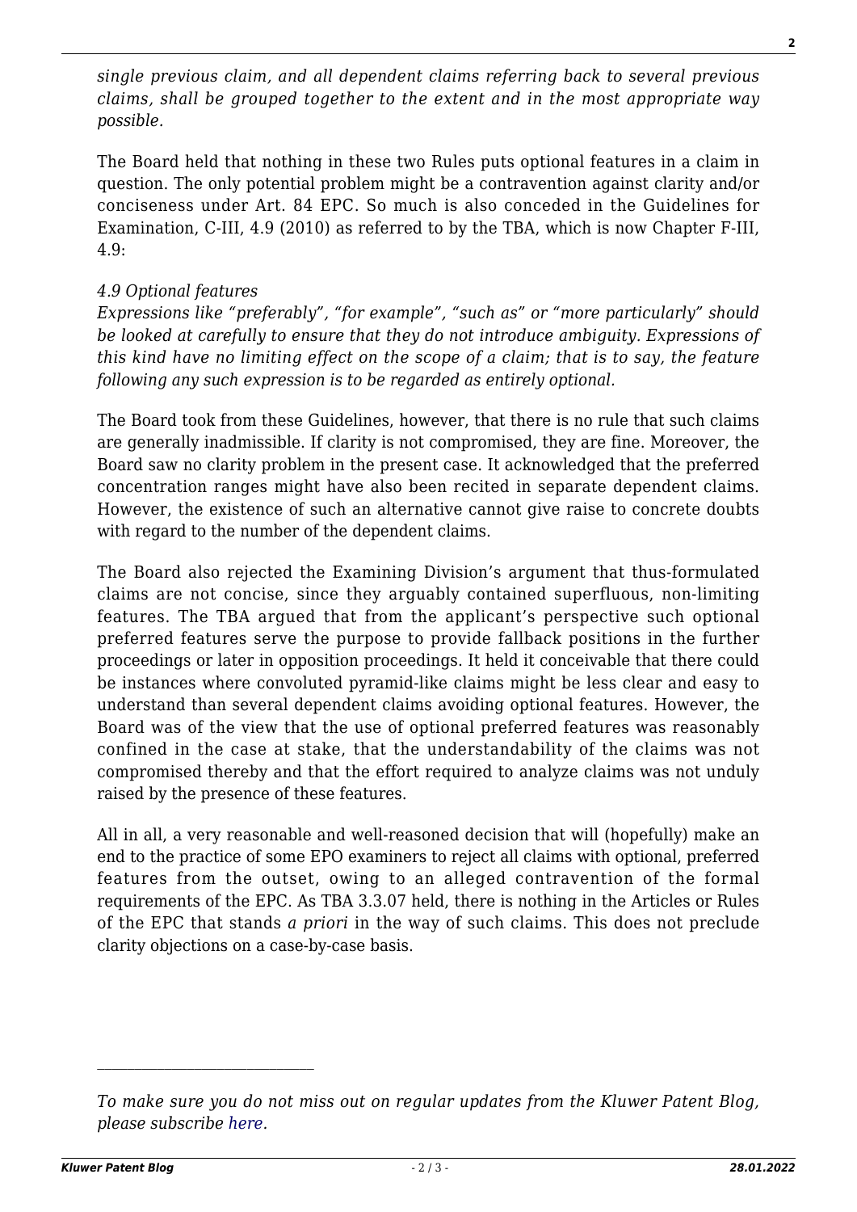*single previous claim, and all dependent claims referring back to several previous claims, shall be grouped together to the extent and in the most appropriate way possible.*

The Board held that nothing in these two Rules puts optional features in a claim in question. The only potential problem might be a contravention against clarity and/or conciseness under Art. 84 EPC. So much is also conceded in the Guidelines for Examination, C-III, 4.9 (2010) as referred to by the TBA, which is now Chapter F-III, 4.9:

*4.9 Optional features*
*Expressions like "preferably", "for example", "such as" or "more particularly" should be looked at carefully to ensure that they do not introduce ambiguity. Expressions of this kind have no limiting effect on the scope of a claim; that is to say, the feature following any such expression is to be regarded as entirely optional.*

The Board took from these Guidelines, however, that there is no rule that such claims are generally inadmissible. If clarity is not compromised, they are fine. Moreover, the Board saw no clarity problem in the present case. It acknowledged that the preferred concentration ranges might have also been recited in separate dependent claims. However, the existence of such an alternative cannot give raise to concrete doubts with regard to the number of the dependent claims.

The Board also rejected the Examining Division's argument that thus-formulated claims are not concise, since they arguably contained superfluous, non-limiting features. The TBA argued that from the applicant's perspective such optional preferred features serve the purpose to provide fallback positions in the further proceedings or later in opposition proceedings. It held it conceivable that there could be instances where convoluted pyramid-like claims might be less clear and easy to understand than several dependent claims avoiding optional features. However, the Board was of the view that the use of optional preferred features was reasonably confined in the case at stake, that the understandability of the claims was not compromised thereby and that the effort required to analyze claims was not unduly raised by the presence of these features.

All in all, a very reasonable and well-reasoned decision that will (hopefully) make an end to the practice of some EPO examiners to reject all claims with optional, preferred features from the outset, owing to an alleged contravention of the formal requirements of the EPC. As TBA 3.3.07 held, there is nothing in the Articles or Rules of the EPC that stands *a priori* in the way of such claims. This does not preclude clarity objections on a case-by-case basis.

---

*To make sure you do not miss out on regular updates from the Kluwer Patent Blog, please subscribe here.*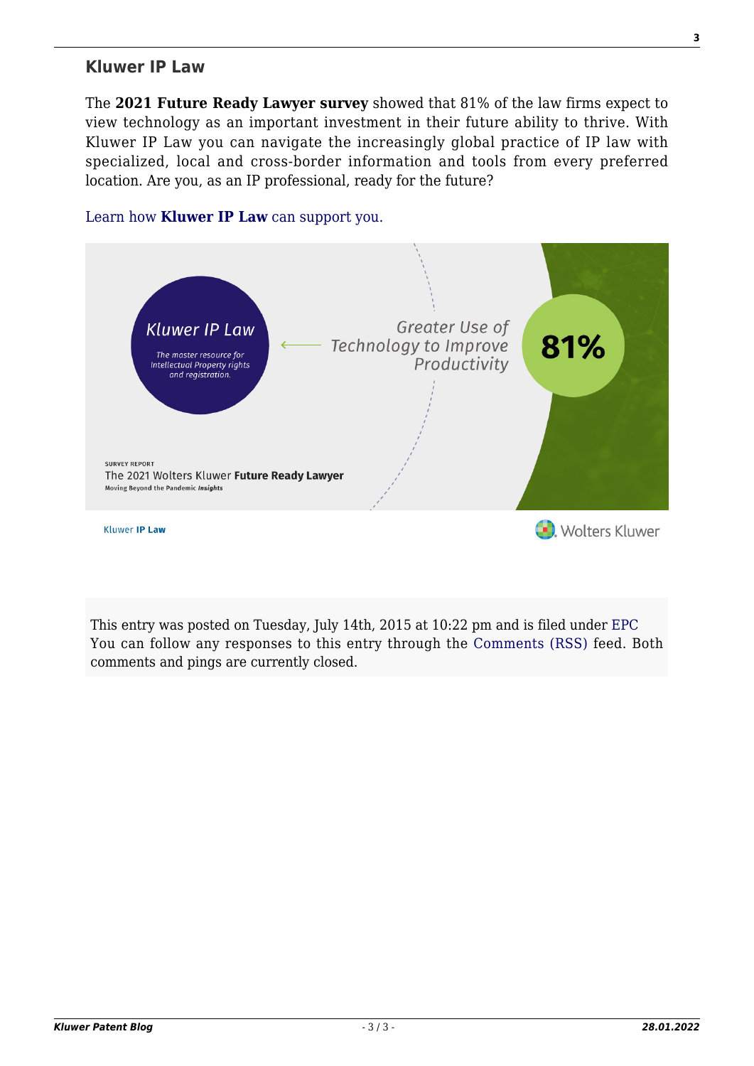## Kluwer IP Law

The **2021 Future Ready Lawyer survey** showed that 81% of the law firms expect to view technology as an important investment in their future ability to thrive. With Kluwer IP Law you can navigate the increasingly global practice of IP law with specialized, local and cross-border information and tools from every preferred location. Are you, as an IP professional, ready for the future?

Learn how **Kluwer IP Law** can support you.

Kluwer IP Law

The master resource for Intellectual Property rights and registration.

Greater Use of Technology to Improve Productivity

81%

SURVEY REPORT

The 2021 Wolters Kluwer **Future Ready Lawyer**

Moving Beyond the Pandemic *Insights*

Kluwer **IP Law**

Wolters Kluwer

This entry was posted on Tuesday, July 14th, 2015 at 10:22 pm and is filed under EPC
You can follow any responses to this entry through the Comments (RSS) feed. Both comments and pings are currently closed.